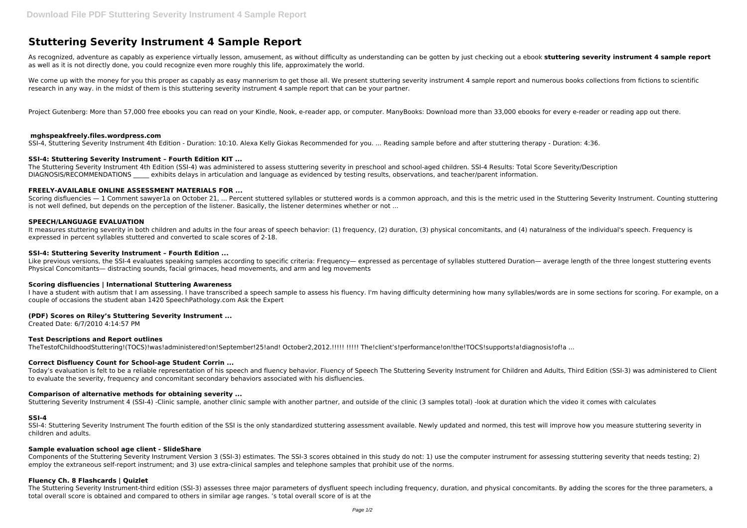# Stuttering Severity Instrument 4 Sample Report

As recognized, adventure as capably as experience virtually lesson, amusement, as without difficulty as understanding can be gotten by just checking out a ebook **stuttering severity instrument 4 sample report** as well as it is not directly done, you could recognize even more roughly this life, approximately the world.

We come up with the money for you this proper as capably as easy mannerism to get those all. We present stuttering severity instrument 4 sample report and numerous books collections from fictions to scientific research in any way. in the midst of them is this stuttering severity instrument 4 sample report that can be your partner.

Project Gutenberg: More than 57,000 free ebooks you can read on your Kindle, Nook, e-reader app, or computer. ManyBooks: Download more than 33,000 ebooks for every e-reader or reading app out there.

### mghspeakfreely.files.wordpress.com

SSI-4, Stuttering Severity Instrument 4th Edition - Duration: 10:10. Alexa Kelly Giokas Recommended for you. ... Reading sample before and after stuttering therapy - Duration: 4:36.

### SSI-4: Stuttering Severity Instrument – Fourth Edition KIT ...

The Stuttering Severity Instrument 4th Edition (SSI-4) was administered to assess stuttering severity in preschool and school-aged children. SSI-4 Results: Total Score Severity/Description DIAGNOSIS/RECOMMENDATIONS _____ exhibits delays in articulation and language as evidenced by testing results, observations, and teacher/parent information.

### FREELY-AVAILABLE ONLINE ASSESSMENT MATERIALS FOR ...

Scoring disfluencies — 1 Comment sawyer1a on October 21, ... Percent stuttered syllables or stuttered words is a common approach, and this is the metric used in the Stuttering Severity Instrument. Counting stuttering is not well defined, but depends on the perception of the listener. Basically, the listener determines whether or not ...

### SPEECH/LANGUAGE EVALUATION

It measures stuttering severity in both children and adults in the four areas of speech behavior: (1) frequency, (2) duration, (3) physical concomitants, and (4) naturalness of the individual's speech. Frequency is expressed in percent syllables stuttered and converted to scale scores of 2-18.

### SSI-4: Stuttering Severity Instrument – Fourth Edition ...

Like previous versions, the SSI-4 evaluates speaking samples according to specific criteria: Frequency— expressed as percentage of syllables stuttered Duration— average length of the three longest stuttering events Physical Concomitants— distracting sounds, facial grimaces, head movements, and arm and leg movements

### Scoring disfluencies | International Stuttering Awareness

I have a student with autism that I am assessing. I have transcribed a speech sample to assess his fluency. I'm having difficulty determining how many syllables/words are in some sections for scoring. For example, on a couple of occasions the student aban 1420 SpeechPathology.com Ask the Expert

### (PDF) Scores on Riley's Stuttering Severity Instrument ...

Created Date: 6/7/2010 4:14:57 PM

### Test Descriptions and Report outlines

TheTestofChildhoodStuttering!(TOCS)!was!administered!on!September!25!and! October2,2012.!!!!! !!!!! The!client's!performance!on!the!TOCS!supports!a!diagnosis!of!a ...

### Correct Disfluency Count for School-age Student Corrin ...

Today's evaluation is felt to be a reliable representation of his speech and fluency behavior. Fluency of Speech The Stuttering Severity Instrument for Children and Adults, Third Edition (SSI-3) was administered to Client to evaluate the severity, frequency and concomitant secondary behaviors associated with his disfluencies.

### Comparison of alternative methods for obtaining severity ...

Stuttering Severity Instrument 4 (SSI-4) -Clinic sample, another clinic sample with another partner, and outside of the clinic (3 samples total) -look at duration which the video it comes with calculates

### SSI-4

SSI-4: Stuttering Severity Instrument The fourth edition of the SSI is the only standardized stuttering assessment available. Newly updated and normed, this test will improve how you measure stuttering severity in children and adults.

### Sample evaluation school age client - SlideShare

Components of the Stuttering Severity Instrument Version 3 (SSI-3) estimates. The SSI-3 scores obtained in this study do not: 1) use the computer instrument for assessing stuttering severity that needs testing; 2) employ the extraneous self-report instrument; and 3) use extra-clinical samples and telephone samples that prohibit use of the norms.

### Fluency Ch. 8 Flashcards | Quizlet

The Stuttering Severity Instrument-third edition (SSI-3) assesses three major parameters of dysfluent speech including frequency, duration, and physical concomitants. By adding the scores for the three parameters, a total overall score is obtained and compared to others in similar age ranges. 's total overall score of is at the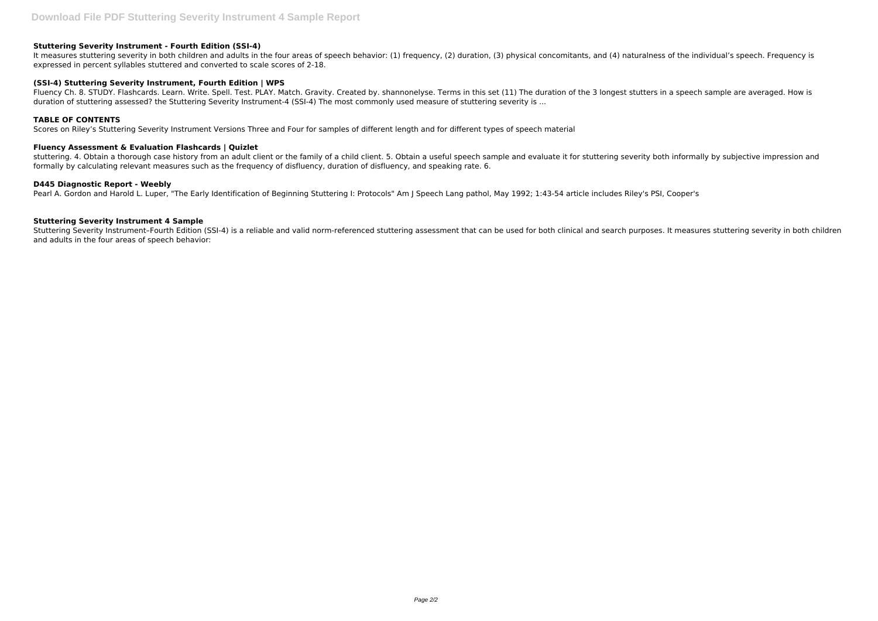### Stuttering Severity Instrument - Fourth Edition (SSI-4)

It measures stuttering severity in both children and adults in the four areas of speech behavior: (1) frequency, (2) duration, (3) physical concomitants, and (4) naturalness of the individual's speech. Frequency is expressed in percent syllables stuttered and converted to scale scores of 2-18.

### (SSI-4) Stuttering Severity Instrument, Fourth Edition | WPS

Fluency Ch. 8. STUDY. Flashcards. Learn. Write. Spell. Test. PLAY. Match. Gravity. Created by. shannonelyse. Terms in this set (11) The duration of the 3 longest stutters in a speech sample are averaged. How is duration of stuttering assessed? the Stuttering Severity Instrument-4 (SSI-4) The most commonly used measure of stuttering severity is ...

### TABLE OF CONTENTS

Scores on Riley's Stuttering Severity Instrument Versions Three and Four for samples of different length and for different types of speech material

### Fluency Assessment & Evaluation Flashcards | Quizlet

stuttering. 4. Obtain a thorough case history from an adult client or the family of a child client. 5. Obtain a useful speech sample and evaluate it for stuttering severity both informally by subjective impression and formally by calculating relevant measures such as the frequency of disfluency, duration of disfluency, and speaking rate. 6.

### D445 Diagnostic Report - Weebly

Pearl A. Gordon and Harold L. Luper, "The Early Identification of Beginning Stuttering I: Protocols" Am J Speech Lang pathol, May 1992; 1:43-54 article includes Riley's PSI, Cooper's

### Stuttering Severity Instrument 4 Sample

Stuttering Severity Instrument–Fourth Edition (SSI-4) is a reliable and valid norm-referenced stuttering assessment that can be used for both clinical and search purposes. It measures stuttering severity in both children and adults in the four areas of speech behavior: